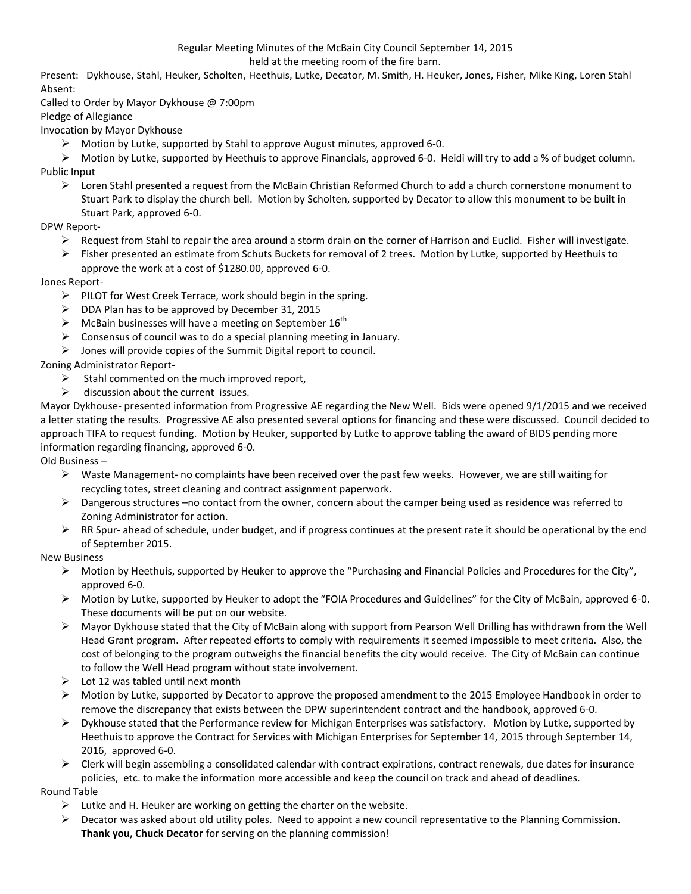Regular Meeting Minutes of the McBain City Council September 14, 2015
held at the meeting room of the fire barn.

Present: Dykhouse, Stahl, Heuker, Scholten, Heethuis, Lutke, Decator, M. Smith, H. Heuker, Jones, Fisher, Mike King, Loren Stahl
Absent:
Called to Order by Mayor Dykhouse @ 7:00pm
Pledge of Allegiance
Invocation by Mayor Dykhouse

- Motion by Lutke, supported by Stahl to approve August minutes, approved 6-0.
- Motion by Lutke, supported by Heethuis to approve Financials, approved 6-0. Heidi will try to add a % of budget column.

Public Input

- Loren Stahl presented a request from the McBain Christian Reformed Church to add a church cornerstone monument to Stuart Park to display the church bell. Motion by Scholten, supported by Decator to allow this monument to be built in Stuart Park, approved 6-0.

DPW Report-

- Request from Stahl to repair the area around a storm drain on the corner of Harrison and Euclid. Fisher will investigate.
- Fisher presented an estimate from Schuts Buckets for removal of 2 trees. Motion by Lutke, supported by Heethuis to approve the work at a cost of $1280.00, approved 6-0.

Jones Report-

- PILOT for West Creek Terrace, work should begin in the spring.
- DDA Plan has to be approved by December 31, 2015
- McBain businesses will have a meeting on September 16th
- Consensus of council was to do a special planning meeting in January.
- Jones will provide copies of the Summit Digital report to council.

Zoning Administrator Report-

- Stahl commented on the much improved report,
- discussion about the current issues.

Mayor Dykhouse- presented information from Progressive AE regarding the New Well. Bids were opened 9/1/2015 and we received a letter stating the results. Progressive AE also presented several options for financing and these were discussed. Council decided to approach TIFA to request funding. Motion by Heuker, supported by Lutke to approve tabling the award of BIDS pending more information regarding financing, approved 6-0.

Old Business –

- Waste Management- no complaints have been received over the past few weeks. However, we are still waiting for recycling totes, street cleaning and contract assignment paperwork.
- Dangerous structures –no contact from the owner, concern about the camper being used as residence was referred to Zoning Administrator for action.
- RR Spur- ahead of schedule, under budget, and if progress continues at the present rate it should be operational by the end of September 2015.

New Business

- Motion by Heethuis, supported by Heuker to approve the "Purchasing and Financial Policies and Procedures for the City", approved 6-0.
- Motion by Lutke, supported by Heuker to adopt the "FOIA Procedures and Guidelines" for the City of McBain, approved 6-0. These documents will be put on our website.
- Mayor Dykhouse stated that the City of McBain along with support from Pearson Well Drilling has withdrawn from the Well Head Grant program. After repeated efforts to comply with requirements it seemed impossible to meet criteria. Also, the cost of belonging to the program outweighs the financial benefits the city would receive. The City of McBain can continue to follow the Well Head program without state involvement.
- Lot 12 was tabled until next month
- Motion by Lutke, supported by Decator to approve the proposed amendment to the 2015 Employee Handbook in order to remove the discrepancy that exists between the DPW superintendent contract and the handbook, approved 6-0.
- Dykhouse stated that the Performance review for Michigan Enterprises was satisfactory. Motion by Lutke, supported by Heethuis to approve the Contract for Services with Michigan Enterprises for September 14, 2015 through September 14, 2016, approved 6-0.
- Clerk will begin assembling a consolidated calendar with contract expirations, contract renewals, due dates for insurance policies, etc. to make the information more accessible and keep the council on track and ahead of deadlines.

Round Table

- Lutke and H. Heuker are working on getting the charter on the website.
- Decator was asked about old utility poles. Need to appoint a new council representative to the Planning Commission. **Thank you, Chuck Decator** for serving on the planning commission!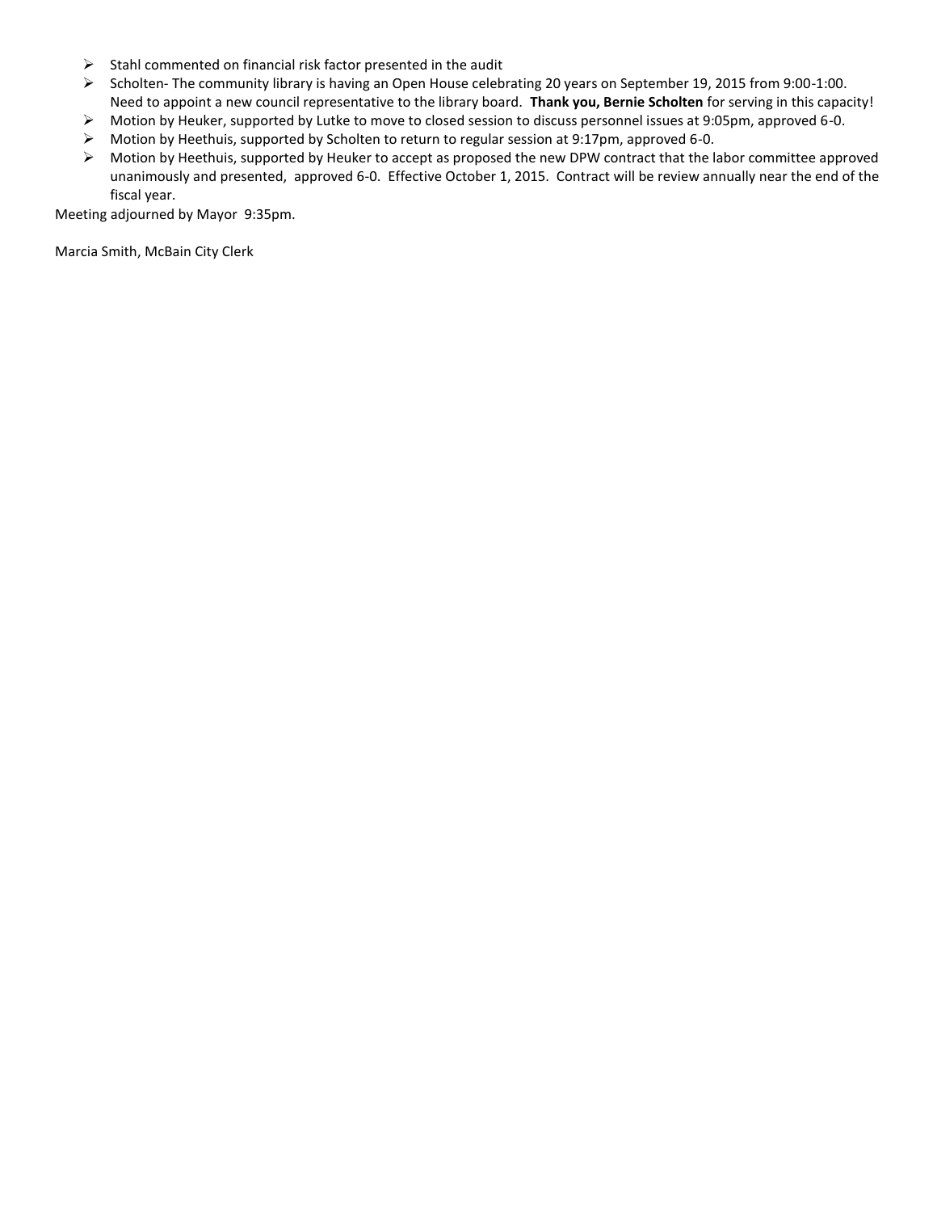- Stahl commented on financial risk factor presented in the audit
- Scholten- The community library is having an Open House celebrating 20 years on September 19, 2015 from 9:00-1:00. Need to appoint a new council representative to the library board. **Thank you, Bernie Scholten** for serving in this capacity!
- Motion by Heuker, supported by Lutke to move to closed session to discuss personnel issues at 9:05pm, approved 6-0.
- Motion by Heethuis, supported by Scholten to return to regular session at 9:17pm, approved 6-0.
- Motion by Heethuis, supported by Heuker to accept as proposed the new DPW contract that the labor committee approved unanimously and presented, approved 6-0. Effective October 1, 2015. Contract will be review annually near the end of the fiscal year.

Meeting adjourned by Mayor 9:35pm.

Marcia Smith, McBain City Clerk